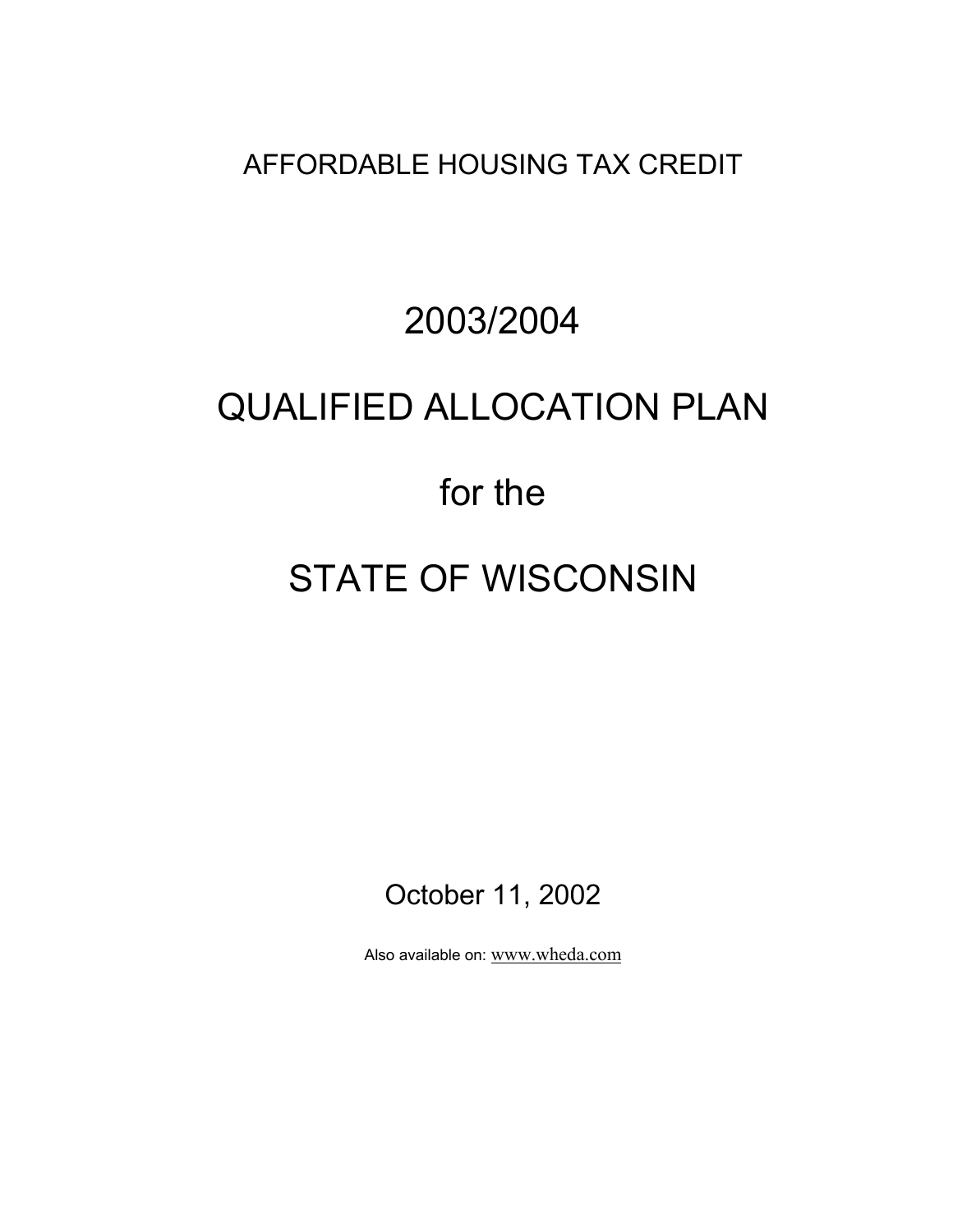AFFORDABLE HOUSING TAX CREDIT

# 2003/2004

# QUALIFIED ALLOCATION PLAN

# for the

# STATE OF WISCONSIN

October 11, 2002

Also available on: www.wheda.com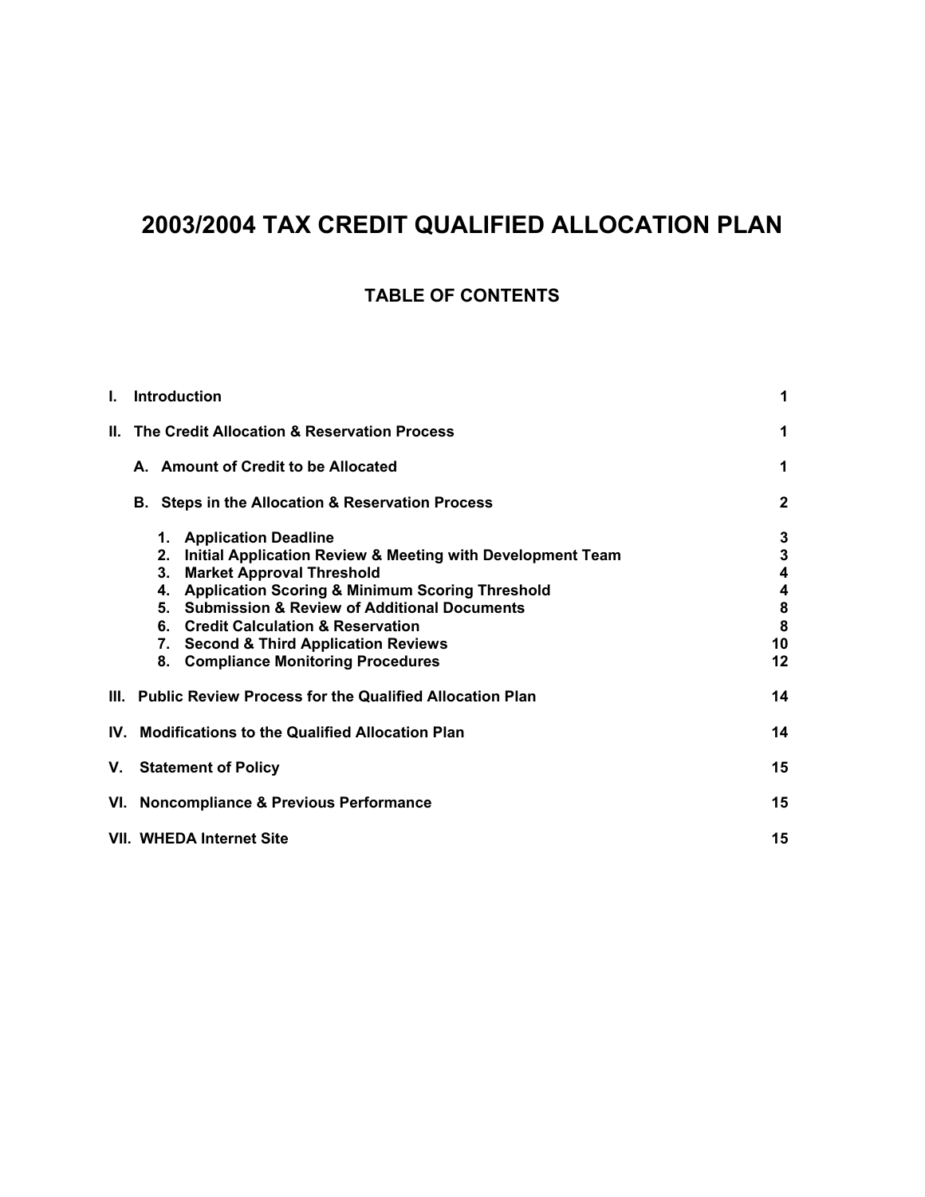# 2003/2004 TAX CREDIT QUALIFIED ALLOCATION PLAN

## TABLE OF CONTENTS

| | |
|---|---|
| **I. Introduction** | **1** |
| **II. The Credit Allocation & Reservation Process** | **1** |
| **A. Amount of Credit to be Allocated** | **1** |
| **B. Steps in the Allocation & Reservation Process** | **2** |
| **1. Application Deadline** | **3** |
| **2. Initial Application Review & Meeting with Development Team** | **3** |
| **3. Market Approval Threshold** | **4** |
| **4. Application Scoring & Minimum Scoring Threshold** | **4** |
| **5. Submission & Review of Additional Documents** | **8** |
| **6. Credit Calculation & Reservation** | **8** |
| **7. Second & Third Application Reviews** | **10** |
| **8. Compliance Monitoring Procedures** | **12** |
| **III. Public Review Process for the Qualified Allocation Plan** | **14** |
| **IV. Modifications to the Qualified Allocation Plan** | **14** |
| **V. Statement of Policy** | **15** |
| **VI. Noncompliance & Previous Performance** | **15** |
| **VII. WHEDA Internet Site** | **15** |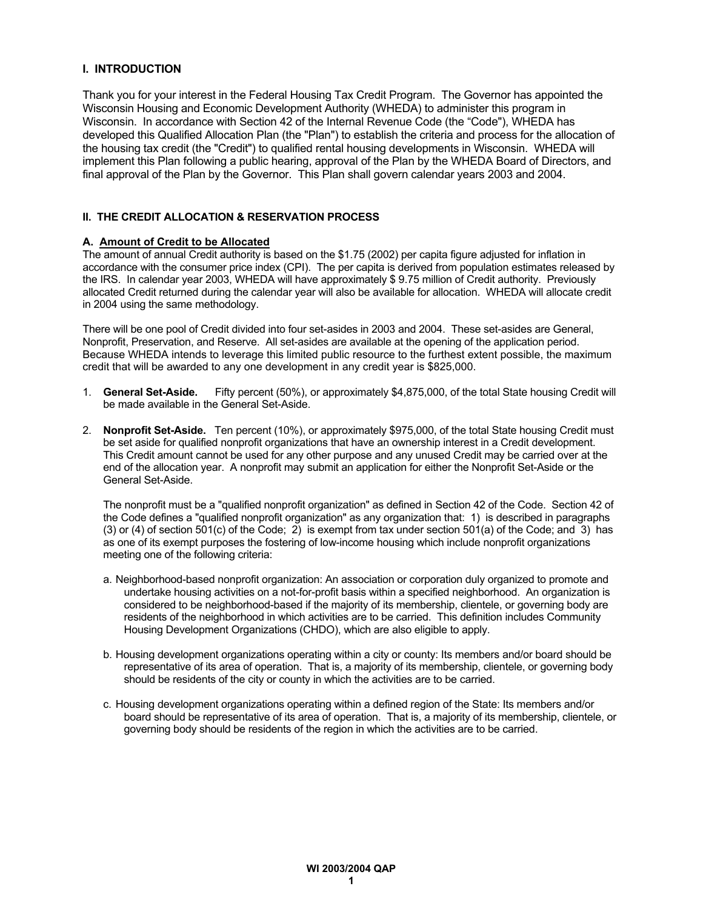## I. INTRODUCTION

Thank you for your interest in the Federal Housing Tax Credit Program. The Governor has appointed the Wisconsin Housing and Economic Development Authority (WHEDA) to administer this program in Wisconsin. In accordance with Section 42 of the Internal Revenue Code (the "Code"), WHEDA has developed this Qualified Allocation Plan (the "Plan") to establish the criteria and process for the allocation of the housing tax credit (the "Credit") to qualified rental housing developments in Wisconsin. WHEDA will implement this Plan following a public hearing, approval of the Plan by the WHEDA Board of Directors, and final approval of the Plan by the Governor. This Plan shall govern calendar years 2003 and 2004.

## II. THE CREDIT ALLOCATION & RESERVATION PROCESS

### A. Amount of Credit to be Allocated

The amount of annual Credit authority is based on the $1.75 (2002) per capita figure adjusted for inflation in accordance with the consumer price index (CPI). The per capita is derived from population estimates released by the IRS. In calendar year 2003, WHEDA will have approximately $ 9.75 million of Credit authority. Previously allocated Credit returned during the calendar year will also be available for allocation. WHEDA will allocate credit in 2004 using the same methodology.

There will be one pool of Credit divided into four set-asides in 2003 and 2004. These set-asides are General, Nonprofit, Preservation, and Reserve. All set-asides are available at the opening of the application period. Because WHEDA intends to leverage this limited public resource to the furthest extent possible, the maximum credit that will be awarded to any one development in any credit year is $825,000.

1. **General Set-Aside.** Fifty percent (50%), or approximately $4,875,000, of the total State housing Credit will be made available in the General Set-Aside.

2. **Nonprofit Set-Aside.** Ten percent (10%), or approximately $975,000, of the total State housing Credit must be set aside for qualified nonprofit organizations that have an ownership interest in a Credit development. This Credit amount cannot be used for any other purpose and any unused Credit may be carried over at the end of the allocation year. A nonprofit may submit an application for either the Nonprofit Set-Aside or the General Set-Aside.

   The nonprofit must be a "qualified nonprofit organization" as defined in Section 42 of the Code. Section 42 of the Code defines a "qualified nonprofit organization" as any organization that: 1) is described in paragraphs (3) or (4) of section 501(c) of the Code; 2) is exempt from tax under section 501(a) of the Code; and 3) has as one of its exempt purposes the fostering of low-income housing which include nonprofit organizations meeting one of the following criteria:

   a. Neighborhood-based nonprofit organization: An association or corporation duly organized to promote and undertake housing activities on a not-for-profit basis within a specified neighborhood. An organization is considered to be neighborhood-based if the majority of its membership, clientele, or governing body are residents of the neighborhood in which activities are to be carried. This definition includes Community Housing Development Organizations (CHDO), which are also eligible to apply.

   b. Housing development organizations operating within a city or county: Its members and/or board should be representative of its area of operation. That is, a majority of its membership, clientele, or governing body should be residents of the city or county in which the activities are to be carried.

   c. Housing development organizations operating within a defined region of the State: Its members and/or board should be representative of its area of operation. That is, a majority of its membership, clientele, or governing body should be residents of the region in which the activities are to be carried.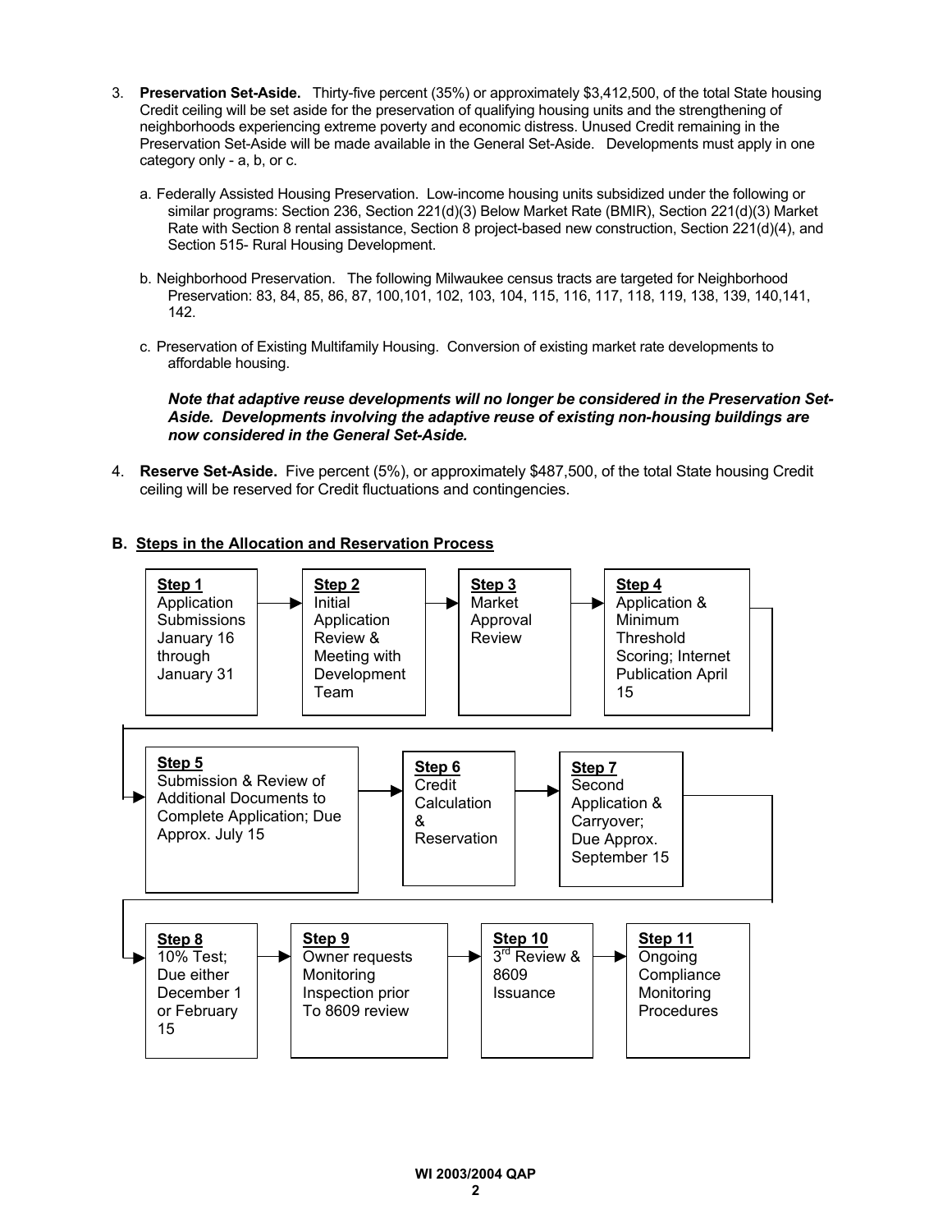3. **Preservation Set-Aside.** Thirty-five percent (35%) or approximately $3,412,500, of the total State housing Credit ceiling will be set aside for the preservation of qualifying housing units and the strengthening of neighborhoods experiencing extreme poverty and economic distress. Unused Credit remaining in the Preservation Set-Aside will be made available in the General Set-Aside. Developments must apply in one category only - a, b, or c.

   a. Federally Assisted Housing Preservation. Low-income housing units subsidized under the following or similar programs: Section 236, Section 221(d)(3) Below Market Rate (BMIR), Section 221(d)(3) Market Rate with Section 8 rental assistance, Section 8 project-based new construction, Section 221(d)(4), and Section 515- Rural Housing Development.

   b. Neighborhood Preservation. The following Milwaukee census tracts are targeted for Neighborhood Preservation: 83, 84, 85, 86, 87, 100,101, 102, 103, 104, 115, 116, 117, 118, 119, 138, 139, 140,141, 142.

   c. Preservation of Existing Multifamily Housing. Conversion of existing market rate developments to affordable housing.

   ***Note that adaptive reuse developments will no longer be considered in the Preservation Set-Aside. Developments involving the adaptive reuse of existing non-housing buildings are now considered in the General Set-Aside.***

4. **Reserve Set-Aside.** Five percent (5%), or approximately $487,500, of the total State housing Credit ceiling will be reserved for Credit fluctuations and contingencies.

## B. Steps in the Allocation and Reservation Process

**Step 1** Application Submissions January 16 through January 31 → **Step 2** Initial Application Review & Meeting with Development Team → **Step 3** Market Approval Review → **Step 4** Application & Minimum Threshold Scoring; Internet Publication April 15 → **Step 5** Submission & Review of Additional Documents to Complete Application; Due Approx. July 15 → **Step 6** Credit Calculation & Reservation → **Step 7** Second Application & Carryover; Due Approx. September 15 → **Step 8** 10% Test; Due either December 1 or February 15 → **Step 9** Owner requests Monitoring Inspection prior To 8609 review → **Step 10** 3rd Review & 8609 Issuance → **Step 11** Ongoing Compliance Monitoring Procedures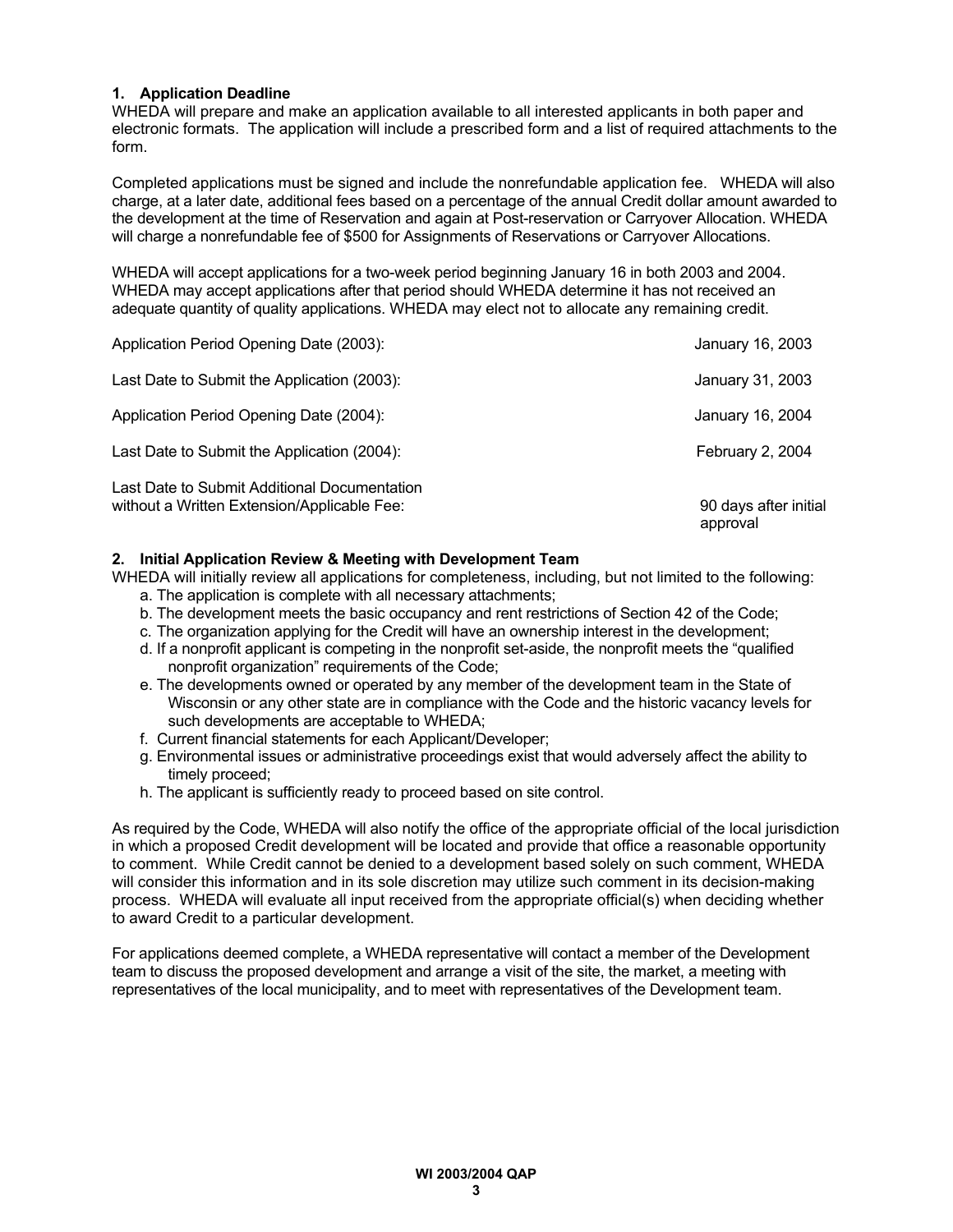### 1. Application Deadline

WHEDA will prepare and make an application available to all interested applicants in both paper and electronic formats. The application will include a prescribed form and a list of required attachments to the form.

Completed applications must be signed and include the nonrefundable application fee. WHEDA will also charge, at a later date, additional fees based on a percentage of the annual Credit dollar amount awarded to the development at the time of Reservation and again at Post-reservation or Carryover Allocation. WHEDA will charge a nonrefundable fee of $500 for Assignments of Reservations or Carryover Allocations.

WHEDA will accept applications for a two-week period beginning January 16 in both 2003 and 2004. WHEDA may accept applications after that period should WHEDA determine it has not received an adequate quantity of quality applications. WHEDA may elect not to allocate any remaining credit.

| | |
|---|---|
| Application Period Opening Date (2003): | January 16, 2003 |
| Last Date to Submit the Application (2003): | January 31, 2003 |
| Application Period Opening Date (2004): | January 16, 2004 |
| Last Date to Submit the Application (2004): | February 2, 2004 |
| Last Date to Submit Additional Documentation without a Written Extension/Applicable Fee: | 90 days after initial approval |

### 2. Initial Application Review & Meeting with Development Team

WHEDA will initially review all applications for completeness, including, but not limited to the following:

a. The application is complete with all necessary attachments;
b. The development meets the basic occupancy and rent restrictions of Section 42 of the Code;
c. The organization applying for the Credit will have an ownership interest in the development;
d. If a nonprofit applicant is competing in the nonprofit set-aside, the nonprofit meets the "qualified nonprofit organization" requirements of the Code;
e. The developments owned or operated by any member of the development team in the State of Wisconsin or any other state are in compliance with the Code and the historic vacancy levels for such developments are acceptable to WHEDA;
f. Current financial statements for each Applicant/Developer;
g. Environmental issues or administrative proceedings exist that would adversely affect the ability to timely proceed;
h. The applicant is sufficiently ready to proceed based on site control.

As required by the Code, WHEDA will also notify the office of the appropriate official of the local jurisdiction in which a proposed Credit development will be located and provide that office a reasonable opportunity to comment. While Credit cannot be denied to a development based solely on such comment, WHEDA will consider this information and in its sole discretion may utilize such comment in its decision-making process. WHEDA will evaluate all input received from the appropriate official(s) when deciding whether to award Credit to a particular development.

For applications deemed complete, a WHEDA representative will contact a member of the Development team to discuss the proposed development and arrange a visit of the site, the market, a meeting with representatives of the local municipality, and to meet with representatives of the Development team.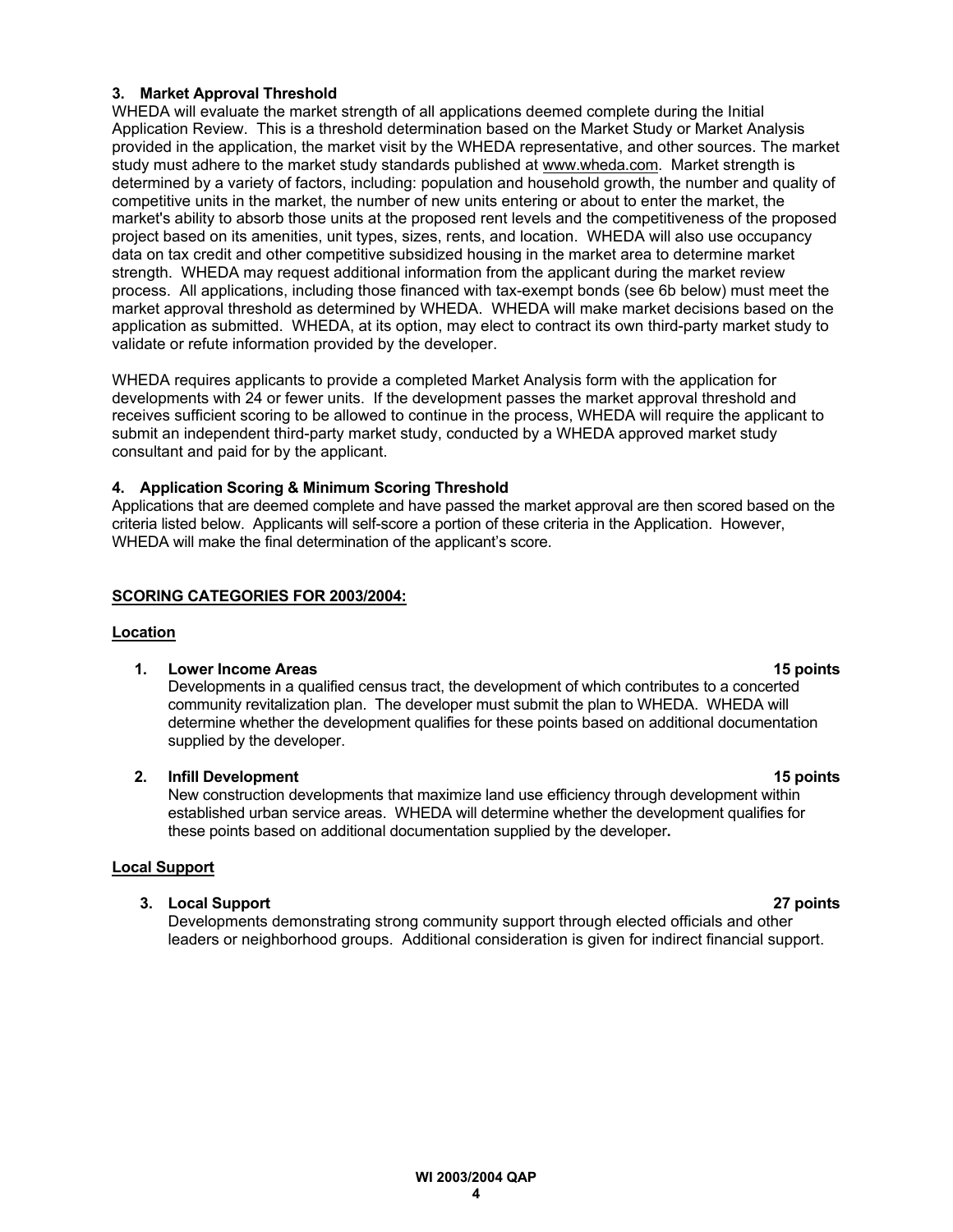### 3. Market Approval Threshold

WHEDA will evaluate the market strength of all applications deemed complete during the Initial Application Review. This is a threshold determination based on the Market Study or Market Analysis provided in the application, the market visit by the WHEDA representative, and other sources. The market study must adhere to the market study standards published at www.wheda.com. Market strength is determined by a variety of factors, including: population and household growth, the number and quality of competitive units in the market, the number of new units entering or about to enter the market, the market's ability to absorb those units at the proposed rent levels and the competitiveness of the proposed project based on its amenities, unit types, sizes, rents, and location. WHEDA will also use occupancy data on tax credit and other competitive subsidized housing in the market area to determine market strength. WHEDA may request additional information from the applicant during the market review process. All applications, including those financed with tax-exempt bonds (see 6b below) must meet the market approval threshold as determined by WHEDA. WHEDA will make market decisions based on the application as submitted. WHEDA, at its option, may elect to contract its own third-party market study to validate or refute information provided by the developer.

WHEDA requires applicants to provide a completed Market Analysis form with the application for developments with 24 or fewer units. If the development passes the market approval threshold and receives sufficient scoring to be allowed to continue in the process, WHEDA will require the applicant to submit an independent third-party market study, conducted by a WHEDA approved market study consultant and paid for by the applicant.

### 4. Application Scoring & Minimum Scoring Threshold

Applications that are deemed complete and have passed the market approval are then scored based on the criteria listed below. Applicants will self-score a portion of these criteria in the Application. However, WHEDA will make the final determination of the applicant's score.

## SCORING CATEGORIES FOR 2003/2004:

### Location

**1. Lower Income Areas — 15 points**

Developments in a qualified census tract, the development of which contributes to a concerted community revitalization plan. The developer must submit the plan to WHEDA. WHEDA will determine whether the development qualifies for these points based on additional documentation supplied by the developer.

**2. Infill Development — 15 points**

New construction developments that maximize land use efficiency through development within established urban service areas. WHEDA will determine whether the development qualifies for these points based on additional documentation supplied by the developer.

### Local Support

**3. Local Support — 27 points**

Developments demonstrating strong community support through elected officials and other leaders or neighborhood groups. Additional consideration is given for indirect financial support.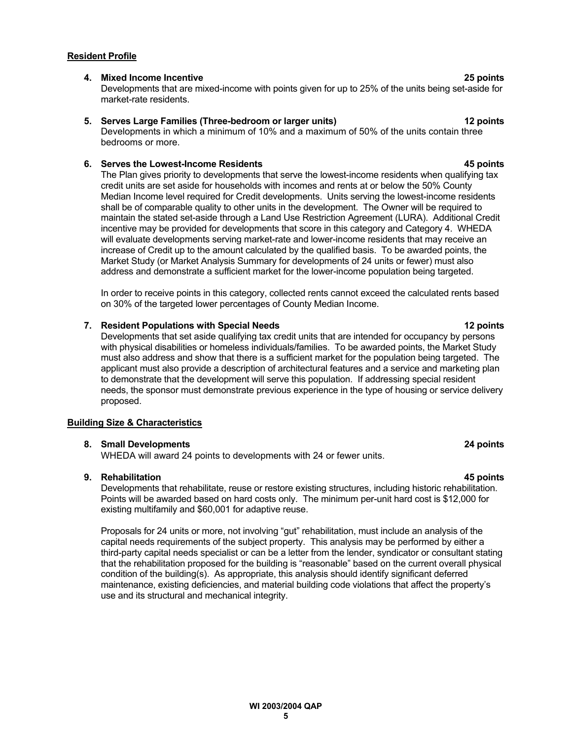**Resident Profile**

**4. Mixed Income Incentive 25 points**

Developments that are mixed-income with points given for up to 25% of the units being set-aside for market-rate residents.

**5. Serves Large Families (Three-bedroom or larger units) 12 points**

Developments in which a minimum of 10% and a maximum of 50% of the units contain three bedrooms or more.

**6. Serves the Lowest-Income Residents 45 points**

The Plan gives priority to developments that serve the lowest-income residents when qualifying tax credit units are set aside for households with incomes and rents at or below the 50% County Median Income level required for Credit developments. Units serving the lowest-income residents shall be of comparable quality to other units in the development. The Owner will be required to maintain the stated set-aside through a Land Use Restriction Agreement (LURA). Additional Credit incentive may be provided for developments that score in this category and Category 4. WHEDA will evaluate developments serving market-rate and lower-income residents that may receive an increase of Credit up to the amount calculated by the qualified basis. To be awarded points, the Market Study (or Market Analysis Summary for developments of 24 units or fewer) must also address and demonstrate a sufficient market for the lower-income population being targeted.

In order to receive points in this category, collected rents cannot exceed the calculated rents based on 30% of the targeted lower percentages of County Median Income.

**7. Resident Populations with Special Needs 12 points**

Developments that set aside qualifying tax credit units that are intended for occupancy by persons with physical disabilities or homeless individuals/families. To be awarded points, the Market Study must also address and show that there is a sufficient market for the population being targeted. The applicant must also provide a description of architectural features and a service and marketing plan to demonstrate that the development will serve this population. If addressing special resident needs, the sponsor must demonstrate previous experience in the type of housing or service delivery proposed.

**Building Size & Characteristics**

**8. Small Developments 24 points**

WHEDA will award 24 points to developments with 24 or fewer units.

**9. Rehabilitation 45 points**

Developments that rehabilitate, reuse or restore existing structures, including historic rehabilitation. Points will be awarded based on hard costs only. The minimum per-unit hard cost is $12,000 for existing multifamily and $60,001 for adaptive reuse.

Proposals for 24 units or more, not involving "gut" rehabilitation, must include an analysis of the capital needs requirements of the subject property. This analysis may be performed by either a third-party capital needs specialist or can be a letter from the lender, syndicator or consultant stating that the rehabilitation proposed for the building is "reasonable" based on the current overall physical condition of the building(s). As appropriate, this analysis should identify significant deferred maintenance, existing deficiencies, and material building code violations that affect the property's use and its structural and mechanical integrity.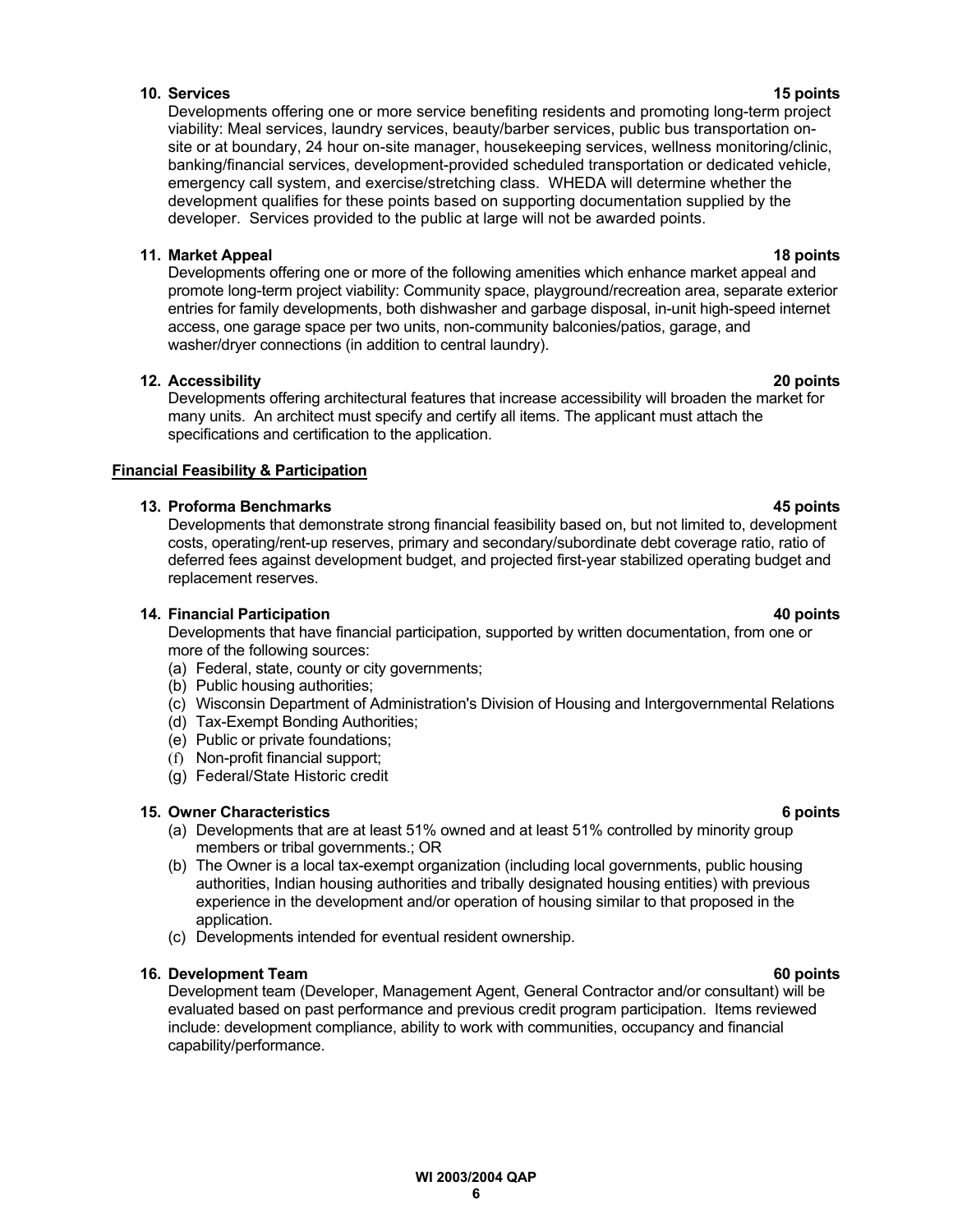**10. Services** **15 points**

Developments offering one or more service benefiting residents and promoting long-term project viability: Meal services, laundry services, beauty/barber services, public bus transportation on-site or at boundary, 24 hour on-site manager, housekeeping services, wellness monitoring/clinic, banking/financial services, development-provided scheduled transportation or dedicated vehicle, emergency call system, and exercise/stretching class. WHEDA will determine whether the development qualifies for these points based on supporting documentation supplied by the developer. Services provided to the public at large will not be awarded points.

**11. Market Appeal** **18 points**

Developments offering one or more of the following amenities which enhance market appeal and promote long-term project viability: Community space, playground/recreation area, separate exterior entries for family developments, both dishwasher and garbage disposal, in-unit high-speed internet access, one garage space per two units, non-community balconies/patios, garage, and washer/dryer connections (in addition to central laundry).

**12. Accessibility** **20 points**

Developments offering architectural features that increase accessibility will broaden the market for many units. An architect must specify and certify all items. The applicant must attach the specifications and certification to the application.

**<u>Financial Feasibility & Participation</u>**

**13. Proforma Benchmarks** **45 points**

Developments that demonstrate strong financial feasibility based on, but not limited to, development costs, operating/rent-up reserves, primary and secondary/subordinate debt coverage ratio, ratio of deferred fees against development budget, and projected first-year stabilized operating budget and replacement reserves.

**14. Financial Participation** **40 points**

Developments that have financial participation, supported by written documentation, from one or more of the following sources:

(a) Federal, state, county or city governments;
(b) Public housing authorities;
(c) Wisconsin Department of Administration's Division of Housing and Intergovernmental Relations
(d) Tax-Exempt Bonding Authorities;
(e) Public or private foundations;
(f) Non-profit financial support;
(g) Federal/State Historic credit

**15. Owner Characteristics** **6 points**

(a) Developments that are at least 51% owned and at least 51% controlled by minority group members or tribal governments.; OR
(b) The Owner is a local tax-exempt organization (including local governments, public housing authorities, Indian housing authorities and tribally designated housing entities) with previous experience in the development and/or operation of housing similar to that proposed in the application.
(c) Developments intended for eventual resident ownership.

**16. Development Team** **60 points**

Development team (Developer, Management Agent, General Contractor and/or consultant) will be evaluated based on past performance and previous credit program participation. Items reviewed include: development compliance, ability to work with communities, occupancy and financial capability/performance.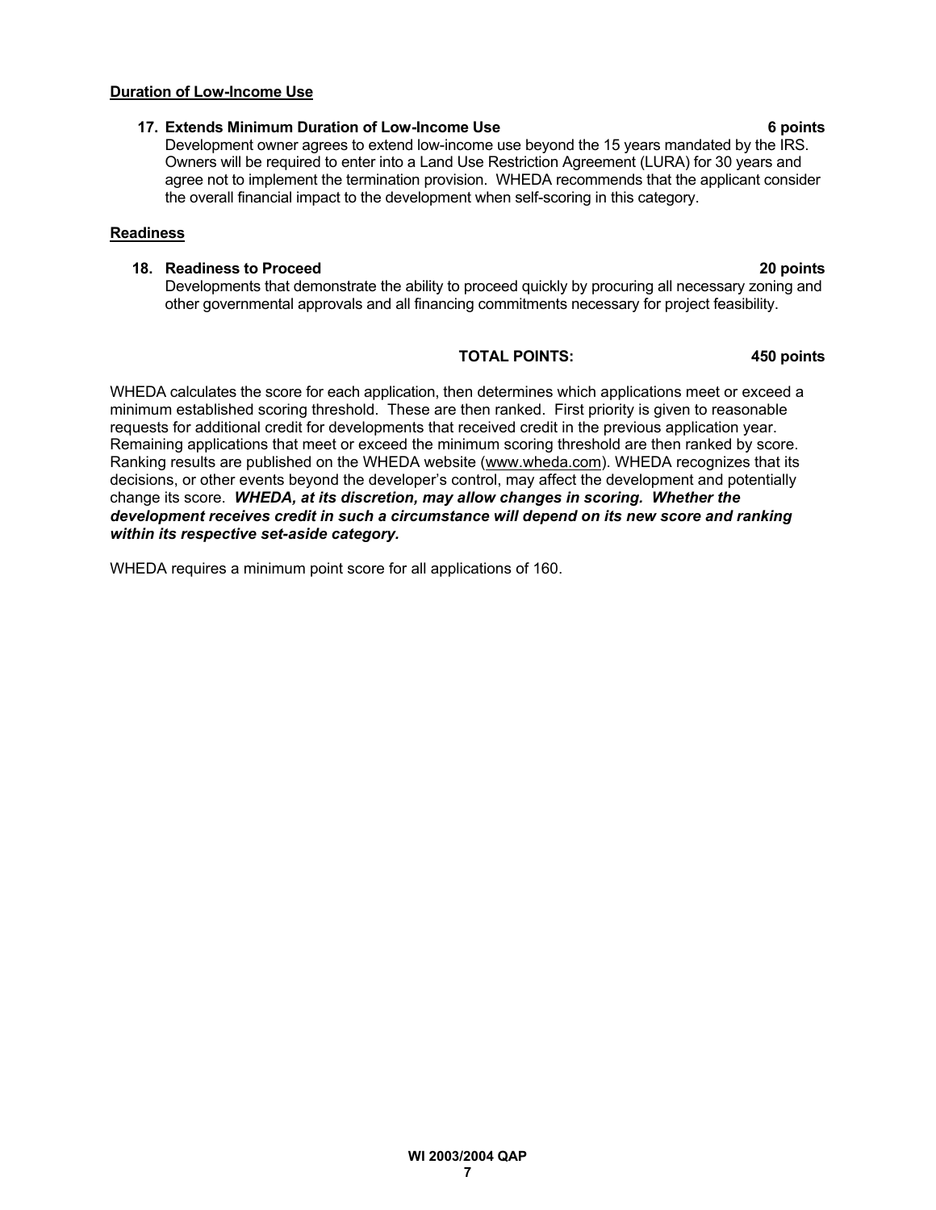**Duration of Low-Income Use**

**17. Extends Minimum Duration of Low-Income Use** **6 points**

Development owner agrees to extend low-income use beyond the 15 years mandated by the IRS. Owners will be required to enter into a Land Use Restriction Agreement (LURA) for 30 years and agree not to implement the termination provision. WHEDA recommends that the applicant consider the overall financial impact to the development when self-scoring in this category.

**Readiness**

**18. Readiness to Proceed** **20 points**

Developments that demonstrate the ability to proceed quickly by procuring all necessary zoning and other governmental approvals and all financing commitments necessary for project feasibility.

**TOTAL POINTS:** **450 points**

WHEDA calculates the score for each application, then determines which applications meet or exceed a minimum established scoring threshold. These are then ranked. First priority is given to reasonable requests for additional credit for developments that received credit in the previous application year. Remaining applications that meet or exceed the minimum scoring threshold are then ranked by score. Ranking results are published on the WHEDA website (www.wheda.com). WHEDA recognizes that its decisions, or other events beyond the developer's control, may affect the development and potentially change its score. ***WHEDA, at its discretion, may allow changes in scoring. Whether the development receives credit in such a circumstance will depend on its new score and ranking within its respective set-aside category.***

WHEDA requires a minimum point score for all applications of 160.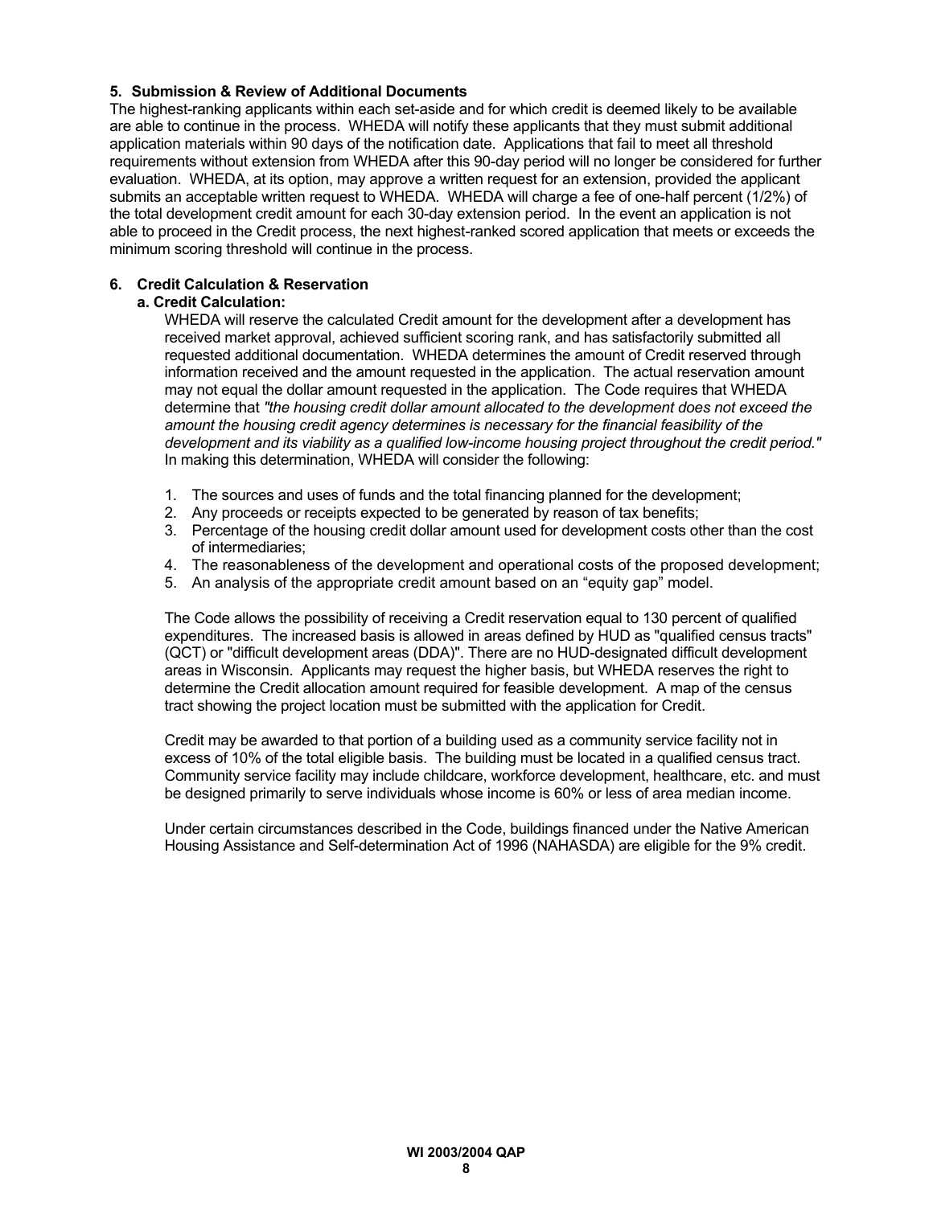### 5. Submission & Review of Additional Documents

The highest-ranking applicants within each set-aside and for which credit is deemed likely to be available are able to continue in the process. WHEDA will notify these applicants that they must submit additional application materials within 90 days of the notification date. Applications that fail to meet all threshold requirements without extension from WHEDA after this 90-day period will no longer be considered for further evaluation. WHEDA, at its option, may approve a written request for an extension, provided the applicant submits an acceptable written request to WHEDA. WHEDA will charge a fee of one-half percent (1/2%) of the total development credit amount for each 30-day extension period. In the event an application is not able to proceed in the Credit process, the next highest-ranked scored application that meets or exceeds the minimum scoring threshold will continue in the process.

### 6. Credit Calculation & Reservation

#### a. Credit Calculation:

WHEDA will reserve the calculated Credit amount for the development after a development has received market approval, achieved sufficient scoring rank, and has satisfactorily submitted all requested additional documentation. WHEDA determines the amount of Credit reserved through information received and the amount requested in the application. The actual reservation amount may not equal the dollar amount requested in the application. The Code requires that WHEDA determine that *"the housing credit dollar amount allocated to the development does not exceed the amount the housing credit agency determines is necessary for the financial feasibility of the development and its viability as a qualified low-income housing project throughout the credit period."* In making this determination, WHEDA will consider the following:

1. The sources and uses of funds and the total financing planned for the development;
2. Any proceeds or receipts expected to be generated by reason of tax benefits;
3. Percentage of the housing credit dollar amount used for development costs other than the cost of intermediaries;
4. The reasonableness of the development and operational costs of the proposed development;
5. An analysis of the appropriate credit amount based on an "equity gap" model.

The Code allows the possibility of receiving a Credit reservation equal to 130 percent of qualified expenditures. The increased basis is allowed in areas defined by HUD as "qualified census tracts" (QCT) or "difficult development areas (DDA)". There are no HUD-designated difficult development areas in Wisconsin. Applicants may request the higher basis, but WHEDA reserves the right to determine the Credit allocation amount required for feasible development. A map of the census tract showing the project location must be submitted with the application for Credit.

Credit may be awarded to that portion of a building used as a community service facility not in excess of 10% of the total eligible basis. The building must be located in a qualified census tract. Community service facility may include childcare, workforce development, healthcare, etc. and must be designed primarily to serve individuals whose income is 60% or less of area median income.

Under certain circumstances described in the Code, buildings financed under the Native American Housing Assistance and Self-determination Act of 1996 (NAHASDA) are eligible for the 9% credit.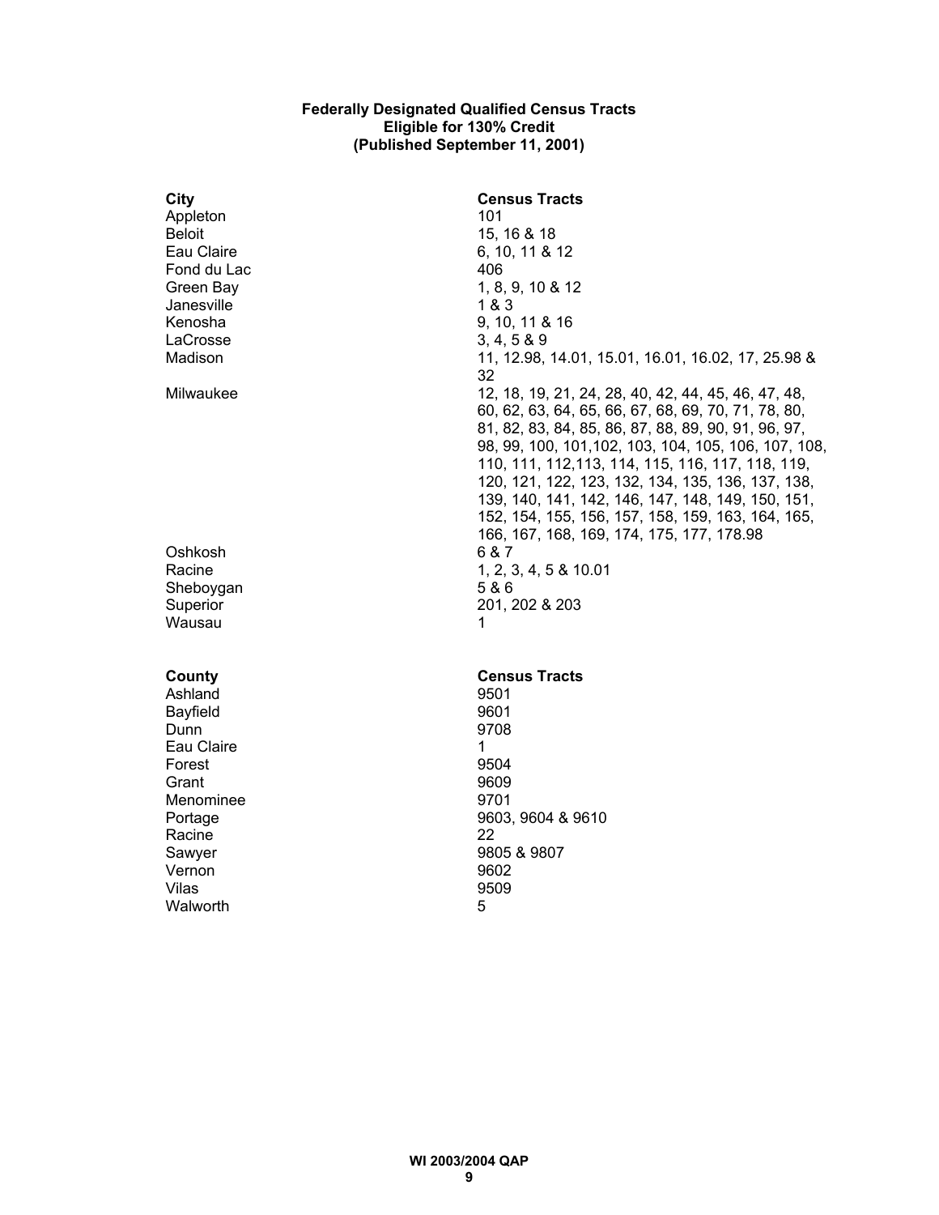**Federally Designated Qualified Census Tracts**
**Eligible for 130% Credit**
**(Published September 11, 2001)**

| City | Census Tracts |
|---|---|
| Appleton | 101 |
| Beloit | 15, 16 & 18 |
| Eau Claire | 6, 10, 11 & 12 |
| Fond du Lac | 406 |
| Green Bay | 1, 8, 9, 10 & 12 |
| Janesville | 1 & 3 |
| Kenosha | 9, 10, 11 & 16 |
| LaCrosse | 3, 4, 5 & 9 |
| Madison | 11, 12.98, 14.01, 15.01, 16.01, 16.02, 17, 25.98 & 32 |
| Milwaukee | 12, 18, 19, 21, 24, 28, 40, 42, 44, 45, 46, 47, 48, 60, 62, 63, 64, 65, 66, 67, 68, 69, 70, 71, 78, 80, 81, 82, 83, 84, 85, 86, 87, 88, 89, 90, 91, 96, 97, 98, 99, 100, 101,102, 103, 104, 105, 106, 107, 108, 110, 111, 112,113, 114, 115, 116, 117, 118, 119, 120, 121, 122, 123, 132, 134, 135, 136, 137, 138, 139, 140, 141, 142, 146, 147, 148, 149, 150, 151, 152, 154, 155, 156, 157, 158, 159, 163, 164, 165, 166, 167, 168, 169, 174, 175, 177, 178.98 |
| Oshkosh | 6 & 7 |
| Racine | 1, 2, 3, 4, 5 & 10.01 |
| Sheboygan | 5 & 6 |
| Superior | 201, 202 & 203 |
| Wausau | 1 |

| County | Census Tracts |
|---|---|
| Ashland | 9501 |
| Bayfield | 9601 |
| Dunn | 9708 |
| Eau Claire | 1 |
| Forest | 9504 |
| Grant | 9609 |
| Menominee | 9701 |
| Portage | 9603, 9604 & 9610 |
| Racine | 22 |
| Sawyer | 9805 & 9807 |
| Vernon | 9602 |
| Vilas | 9509 |
| Walworth | 5 |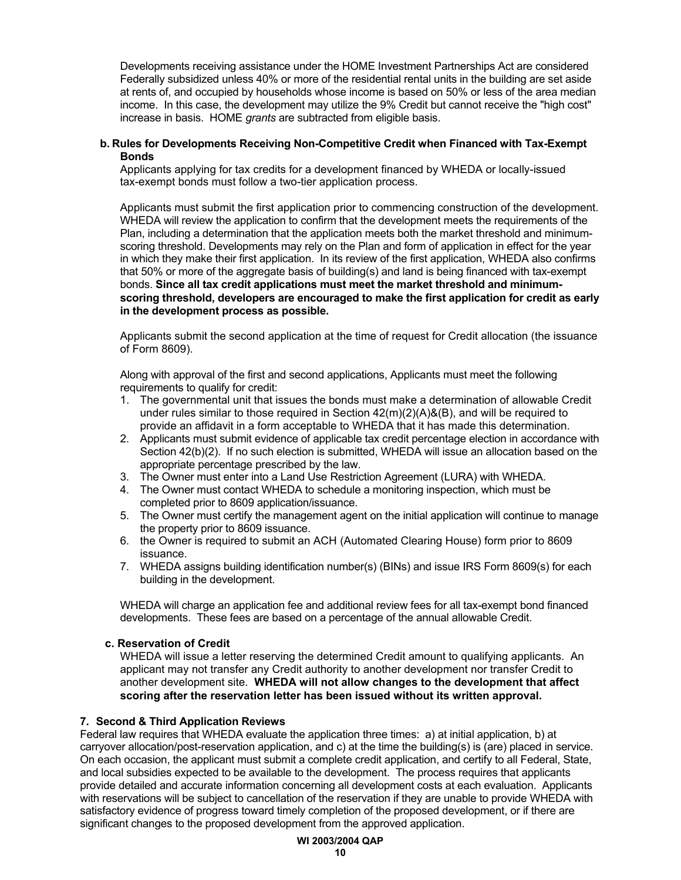Developments receiving assistance under the HOME Investment Partnerships Act are considered Federally subsidized unless 40% or more of the residential rental units in the building are set aside at rents of, and occupied by households whose income is based on 50% or less of the area median income. In this case, the development may utilize the 9% Credit but cannot receive the "high cost" increase in basis. HOME *grants* are subtracted from eligible basis.

**b. Rules for Developments Receiving Non-Competitive Credit when Financed with Tax-Exempt Bonds**

Applicants applying for tax credits for a development financed by WHEDA or locally-issued tax-exempt bonds must follow a two-tier application process.

Applicants must submit the first application prior to commencing construction of the development. WHEDA will review the application to confirm that the development meets the requirements of the Plan, including a determination that the application meets both the market threshold and minimum-scoring threshold. Developments may rely on the Plan and form of application in effect for the year in which they make their first application. In its review of the first application, WHEDA also confirms that 50% or more of the aggregate basis of building(s) and land is being financed with tax-exempt bonds. **Since all tax credit applications must meet the market threshold and minimum-scoring threshold, developers are encouraged to make the first application for credit as early in the development process as possible.**

Applicants submit the second application at the time of request for Credit allocation (the issuance of Form 8609).

Along with approval of the first and second applications, Applicants must meet the following requirements to qualify for credit:

1. The governmental unit that issues the bonds must make a determination of allowable Credit under rules similar to those required in Section 42(m)(2)(A)&(B), and will be required to provide an affidavit in a form acceptable to WHEDA that it has made this determination.
2. Applicants must submit evidence of applicable tax credit percentage election in accordance with Section 42(b)(2). If no such election is submitted, WHEDA will issue an allocation based on the appropriate percentage prescribed by the law.
3. The Owner must enter into a Land Use Restriction Agreement (LURA) with WHEDA.
4. The Owner must contact WHEDA to schedule a monitoring inspection, which must be completed prior to 8609 application/issuance.
5. The Owner must certify the management agent on the initial application will continue to manage the property prior to 8609 issuance.
6. the Owner is required to submit an ACH (Automated Clearing House) form prior to 8609 issuance.
7. WHEDA assigns building identification number(s) (BINs) and issue IRS Form 8609(s) for each building in the development.

WHEDA will charge an application fee and additional review fees for all tax-exempt bond financed developments. These fees are based on a percentage of the annual allowable Credit.

**c. Reservation of Credit**

WHEDA will issue a letter reserving the determined Credit amount to qualifying applicants. An applicant may not transfer any Credit authority to another development nor transfer Credit to another development site. **WHEDA will not allow changes to the development that affect scoring after the reservation letter has been issued without its written approval.**

### 7. Second & Third Application Reviews

Federal law requires that WHEDA evaluate the application three times: a) at initial application, b) at carryover allocation/post-reservation application, and c) at the time the building(s) is (are) placed in service. On each occasion, the applicant must submit a complete credit application, and certify to all Federal, State, and local subsidies expected to be available to the development. The process requires that applicants provide detailed and accurate information concerning all development costs at each evaluation. Applicants with reservations will be subject to cancellation of the reservation if they are unable to provide WHEDA with satisfactory evidence of progress toward timely completion of the proposed development, or if there are significant changes to the proposed development from the approved application.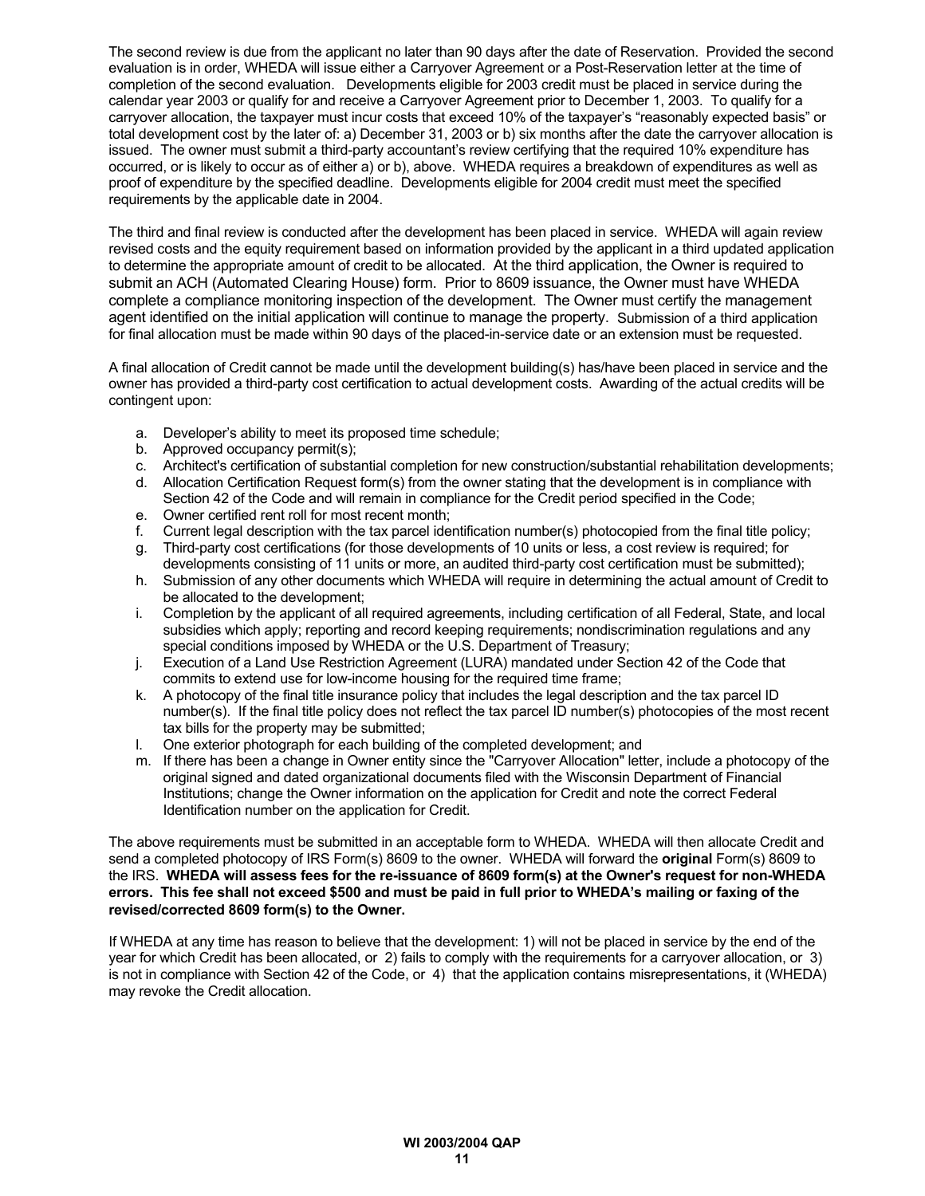The second review is due from the applicant no later than 90 days after the date of Reservation. Provided the second evaluation is in order, WHEDA will issue either a Carryover Agreement or a Post-Reservation letter at the time of completion of the second evaluation. Developments eligible for 2003 credit must be placed in service during the calendar year 2003 or qualify for and receive a Carryover Agreement prior to December 1, 2003. To qualify for a carryover allocation, the taxpayer must incur costs that exceed 10% of the taxpayer's "reasonably expected basis" or total development cost by the later of: a) December 31, 2003 or b) six months after the date the carryover allocation is issued. The owner must submit a third-party accountant's review certifying that the required 10% expenditure has occurred, or is likely to occur as of either a) or b), above. WHEDA requires a breakdown of expenditures as well as proof of expenditure by the specified deadline. Developments eligible for 2004 credit must meet the specified requirements by the applicable date in 2004.

The third and final review is conducted after the development has been placed in service. WHEDA will again review revised costs and the equity requirement based on information provided by the applicant in a third updated application to determine the appropriate amount of credit to be allocated. At the third application, the Owner is required to submit an ACH (Automated Clearing House) form. Prior to 8609 issuance, the Owner must have WHEDA complete a compliance monitoring inspection of the development. The Owner must certify the management agent identified on the initial application will continue to manage the property. Submission of a third application for final allocation must be made within 90 days of the placed-in-service date or an extension must be requested.

A final allocation of Credit cannot be made until the development building(s) has/have been placed in service and the owner has provided a third-party cost certification to actual development costs. Awarding of the actual credits will be contingent upon:

a. Developer's ability to meet its proposed time schedule;
b. Approved occupancy permit(s);
c. Architect's certification of substantial completion for new construction/substantial rehabilitation developments;
d. Allocation Certification Request form(s) from the owner stating that the development is in compliance with Section 42 of the Code and will remain in compliance for the Credit period specified in the Code;
e. Owner certified rent roll for most recent month;
f. Current legal description with the tax parcel identification number(s) photocopied from the final title policy;
g. Third-party cost certifications (for those developments of 10 units or less, a cost review is required; for developments consisting of 11 units or more, an audited third-party cost certification must be submitted);
h. Submission of any other documents which WHEDA will require in determining the actual amount of Credit to be allocated to the development;
i. Completion by the applicant of all required agreements, including certification of all Federal, State, and local subsidies which apply; reporting and record keeping requirements; nondiscrimination regulations and any special conditions imposed by WHEDA or the U.S. Department of Treasury;
j. Execution of a Land Use Restriction Agreement (LURA) mandated under Section 42 of the Code that commits to extend use for low-income housing for the required time frame;
k. A photocopy of the final title insurance policy that includes the legal description and the tax parcel ID number(s). If the final title policy does not reflect the tax parcel ID number(s) photocopies of the most recent tax bills for the property may be submitted;
l. One exterior photograph for each building of the completed development; and
m. If there has been a change in Owner entity since the "Carryover Allocation" letter, include a photocopy of the original signed and dated organizational documents filed with the Wisconsin Department of Financial Institutions; change the Owner information on the application for Credit and note the correct Federal Identification number on the application for Credit.

The above requirements must be submitted in an acceptable form to WHEDA. WHEDA will then allocate Credit and send a completed photocopy of IRS Form(s) 8609 to the owner. WHEDA will forward the **original** Form(s) 8609 to the IRS. **WHEDA will assess fees for the re-issuance of 8609 form(s) at the Owner's request for non-WHEDA errors. This fee shall not exceed $500 and must be paid in full prior to WHEDA's mailing or faxing of the revised/corrected 8609 form(s) to the Owner.**

If WHEDA at any time has reason to believe that the development: 1) will not be placed in service by the end of the year for which Credit has been allocated, or 2) fails to comply with the requirements for a carryover allocation, or 3) is not in compliance with Section 42 of the Code, or 4) that the application contains misrepresentations, it (WHEDA) may revoke the Credit allocation.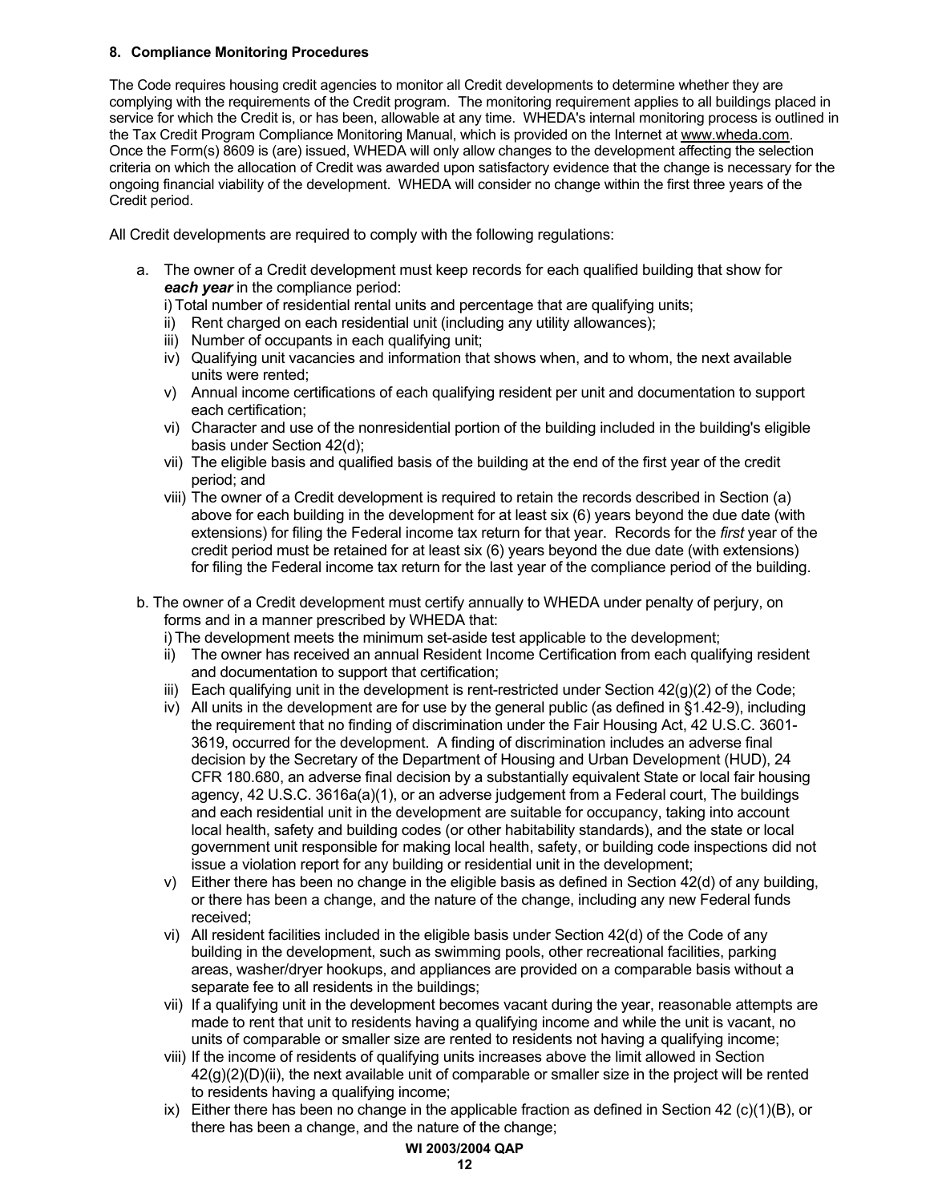### 8. Compliance Monitoring Procedures

The Code requires housing credit agencies to monitor all Credit developments to determine whether they are complying with the requirements of the Credit program. The monitoring requirement applies to all buildings placed in service for which the Credit is, or has been, allowable at any time. WHEDA's internal monitoring process is outlined in the Tax Credit Program Compliance Monitoring Manual, which is provided on the Internet at www.wheda.com. Once the Form(s) 8609 is (are) issued, WHEDA will only allow changes to the development affecting the selection criteria on which the allocation of Credit was awarded upon satisfactory evidence that the change is necessary for the ongoing financial viability of the development. WHEDA will consider no change within the first three years of the Credit period.

All Credit developments are required to comply with the following regulations:

a. The owner of a Credit development must keep records for each qualified building that show for ***each year*** in the compliance period:
   - i) Total number of residential rental units and percentage that are qualifying units;
   - ii) Rent charged on each residential unit (including any utility allowances);
   - iii) Number of occupants in each qualifying unit;
   - iv) Qualifying unit vacancies and information that shows when, and to whom, the next available units were rented;
   - v) Annual income certifications of each qualifying resident per unit and documentation to support each certification;
   - vi) Character and use of the nonresidential portion of the building included in the building's eligible basis under Section 42(d);
   - vii) The eligible basis and qualified basis of the building at the end of the first year of the credit period; and
   - viii) The owner of a Credit development is required to retain the records described in Section (a) above for each building in the development for at least six (6) years beyond the due date (with extensions) for filing the Federal income tax return for that year. Records for the *first* year of the credit period must be retained for at least six (6) years beyond the due date (with extensions) for filing the Federal income tax return for the last year of the compliance period of the building.

b. The owner of a Credit development must certify annually to WHEDA under penalty of perjury, on forms and in a manner prescribed by WHEDA that:
   - i) The development meets the minimum set-aside test applicable to the development;
   - ii) The owner has received an annual Resident Income Certification from each qualifying resident and documentation to support that certification;
   - iii) Each qualifying unit in the development is rent-restricted under Section 42(g)(2) of the Code;
   - iv) All units in the development are for use by the general public (as defined in §1.42-9), including the requirement that no finding of discrimination under the Fair Housing Act, 42 U.S.C. 3601-3619, occurred for the development. A finding of discrimination includes an adverse final decision by the Secretary of the Department of Housing and Urban Development (HUD), 24 CFR 180.680, an adverse final decision by a substantially equivalent State or local fair housing agency, 42 U.S.C. 3616a(a)(1), or an adverse judgement from a Federal court, The buildings and each residential unit in the development are suitable for occupancy, taking into account local health, safety and building codes (or other habitability standards), and the state or local government unit responsible for making local health, safety, or building code inspections did not issue a violation report for any building or residential unit in the development;
   - v) Either there has been no change in the eligible basis as defined in Section 42(d) of any building, or there has been a change, and the nature of the change, including any new Federal funds received;
   - vi) All resident facilities included in the eligible basis under Section 42(d) of the Code of any building in the development, such as swimming pools, other recreational facilities, parking areas, washer/dryer hookups, and appliances are provided on a comparable basis without a separate fee to all residents in the buildings;
   - vii) If a qualifying unit in the development becomes vacant during the year, reasonable attempts are made to rent that unit to residents having a qualifying income and while the unit is vacant, no units of comparable or smaller size are rented to residents not having a qualifying income;
   - viii) If the income of residents of qualifying units increases above the limit allowed in Section 42(g)(2)(D)(ii), the next available unit of comparable or smaller size in the project will be rented to residents having a qualifying income;
   - ix) Either there has been no change in the applicable fraction as defined in Section 42 (c)(1)(B), or there has been a change, and the nature of the change;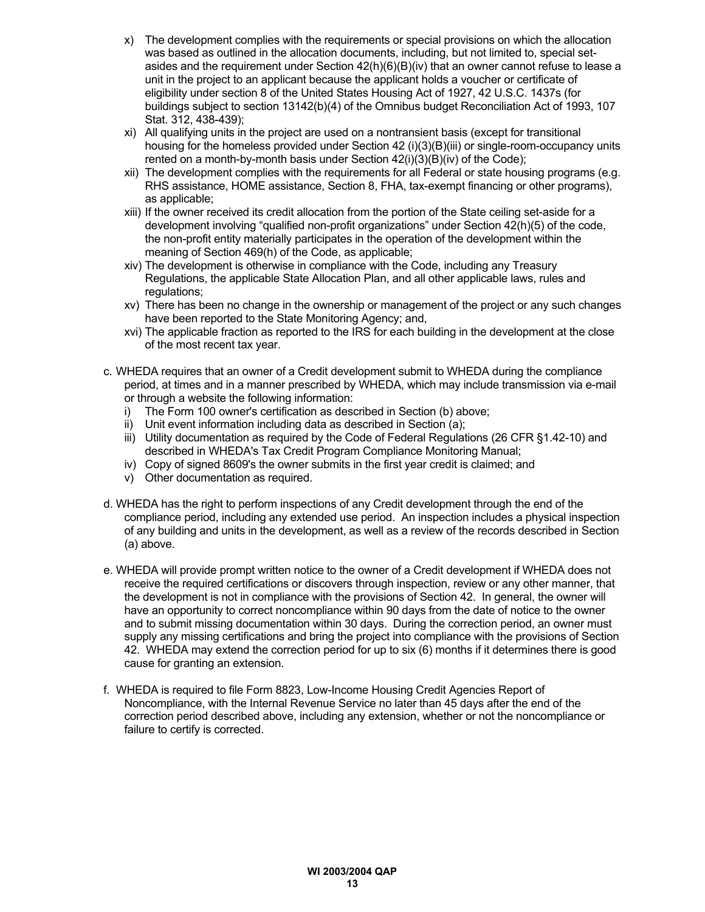x) The development complies with the requirements or special provisions on which the allocation was based as outlined in the allocation documents, including, but not limited to, special set-asides and the requirement under Section 42(h)(6)(B)(iv) that an owner cannot refuse to lease a unit in the project to an applicant because the applicant holds a voucher or certificate of eligibility under section 8 of the United States Housing Act of 1927, 42 U.S.C. 1437s (for buildings subject to section 13142(b)(4) of the Omnibus budget Reconciliation Act of 1993, 107 Stat. 312, 438-439);

xi) All qualifying units in the project are used on a nontransient basis (except for transitional housing for the homeless provided under Section 42 (i)(3)(B)(iii) or single-room-occupancy units rented on a month-by-month basis under Section 42(i)(3)(B)(iv) of the Code);

xii) The development complies with the requirements for all Federal or state housing programs (e.g. RHS assistance, HOME assistance, Section 8, FHA, tax-exempt financing or other programs), as applicable;

xiii) If the owner received its credit allocation from the portion of the State ceiling set-aside for a development involving "qualified non-profit organizations" under Section 42(h)(5) of the code, the non-profit entity materially participates in the operation of the development within the meaning of Section 469(h) of the Code, as applicable;

xiv) The development is otherwise in compliance with the Code, including any Treasury Regulations, the applicable State Allocation Plan, and all other applicable laws, rules and regulations;

xv) There has been no change in the ownership or management of the project or any such changes have been reported to the State Monitoring Agency; and,

xvi) The applicable fraction as reported to the IRS for each building in the development at the close of the most recent tax year.

c. WHEDA requires that an owner of a Credit development submit to WHEDA during the compliance period, at times and in a manner prescribed by WHEDA, which may include transmission via e-mail or through a website the following information:

   i) The Form 100 owner's certification as described in Section (b) above;
   ii) Unit event information including data as described in Section (a);
   iii) Utility documentation as required by the Code of Federal Regulations (26 CFR §1.42-10) and described in WHEDA's Tax Credit Program Compliance Monitoring Manual;
   iv) Copy of signed 8609's the owner submits in the first year credit is claimed; and
   v) Other documentation as required.

d. WHEDA has the right to perform inspections of any Credit development through the end of the compliance period, including any extended use period. An inspection includes a physical inspection of any building and units in the development, as well as a review of the records described in Section (a) above.

e. WHEDA will provide prompt written notice to the owner of a Credit development if WHEDA does not receive the required certifications or discovers through inspection, review or any other manner, that the development is not in compliance with the provisions of Section 42. In general, the owner will have an opportunity to correct noncompliance within 90 days from the date of notice to the owner and to submit missing documentation within 30 days. During the correction period, an owner must supply any missing certifications and bring the project into compliance with the provisions of Section 42. WHEDA may extend the correction period for up to six (6) months if it determines there is good cause for granting an extension.

f. WHEDA is required to file Form 8823, Low-Income Housing Credit Agencies Report of Noncompliance, with the Internal Revenue Service no later than 45 days after the end of the correction period described above, including any extension, whether or not the noncompliance or failure to certify is corrected.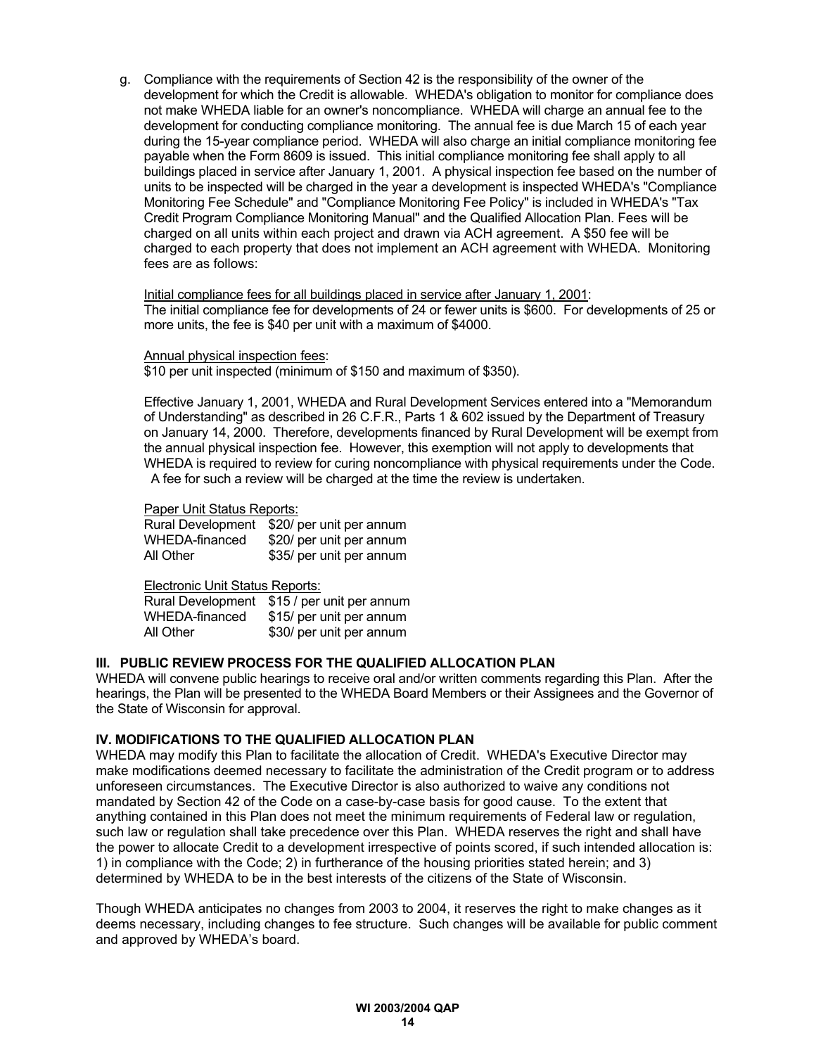g. Compliance with the requirements of Section 42 is the responsibility of the owner of the development for which the Credit is allowable. WHEDA's obligation to monitor for compliance does not make WHEDA liable for an owner's noncompliance. WHEDA will charge an annual fee to the development for conducting compliance monitoring. The annual fee is due March 15 of each year during the 15-year compliance period. WHEDA will also charge an initial compliance monitoring fee payable when the Form 8609 is issued. This initial compliance monitoring fee shall apply to all buildings placed in service after January 1, 2001. A physical inspection fee based on the number of units to be inspected will be charged in the year a development is inspected WHEDA's "Compliance Monitoring Fee Schedule" and "Compliance Monitoring Fee Policy" is included in WHEDA's "Tax Credit Program Compliance Monitoring Manual" and the Qualified Allocation Plan. Fees will be charged on all units within each project and drawn via ACH agreement. A $50 fee will be charged to each property that does not implement an ACH agreement with WHEDA. Monitoring fees are as follows:

   Initial compliance fees for all buildings placed in service after January 1, 2001:
   The initial compliance fee for developments of 24 or fewer units is $600. For developments of 25 or more units, the fee is $40 per unit with a maximum of $4000.

   Annual physical inspection fees:
   $10 per unit inspected (minimum of $150 and maximum of $350).

   Effective January 1, 2001, WHEDA and Rural Development Services entered into a "Memorandum of Understanding" as described in 26 C.F.R., Parts 1 & 602 issued by the Department of Treasury on January 14, 2000. Therefore, developments financed by Rural Development will be exempt from the annual physical inspection fee. However, this exemption will not apply to developments that WHEDA is required to review for curing noncompliance with physical requirements under the Code. A fee for such a review will be charged at the time the review is undertaken.

   Paper Unit Status Reports:

   | | |
   |---|---|
   | Rural Development | $20/ per unit per annum |
   | WHEDA-financed | $20/ per unit per annum |
   | All Other | $35/ per unit per annum |

   Electronic Unit Status Reports:

   | | |
   |---|---|
   | Rural Development | $15 / per unit per annum |
   | WHEDA-financed | $15/ per unit per annum |
   | All Other | $30/ per unit per annum |

## III. PUBLIC REVIEW PROCESS FOR THE QUALIFIED ALLOCATION PLAN

WHEDA will convene public hearings to receive oral and/or written comments regarding this Plan. After the hearings, the Plan will be presented to the WHEDA Board Members or their Assignees and the Governor of the State of Wisconsin for approval.

## IV. MODIFICATIONS TO THE QUALIFIED ALLOCATION PLAN

WHEDA may modify this Plan to facilitate the allocation of Credit. WHEDA's Executive Director may make modifications deemed necessary to facilitate the administration of the Credit program or to address unforeseen circumstances. The Executive Director is also authorized to waive any conditions not mandated by Section 42 of the Code on a case-by-case basis for good cause. To the extent that anything contained in this Plan does not meet the minimum requirements of Federal law or regulation, such law or regulation shall take precedence over this Plan. WHEDA reserves the right and shall have the power to allocate Credit to a development irrespective of points scored, if such intended allocation is: 1) in compliance with the Code; 2) in furtherance of the housing priorities stated herein; and 3) determined by WHEDA to be in the best interests of the citizens of the State of Wisconsin.

Though WHEDA anticipates no changes from 2003 to 2004, it reserves the right to make changes as it deems necessary, including changes to fee structure. Such changes will be available for public comment and approved by WHEDA's board.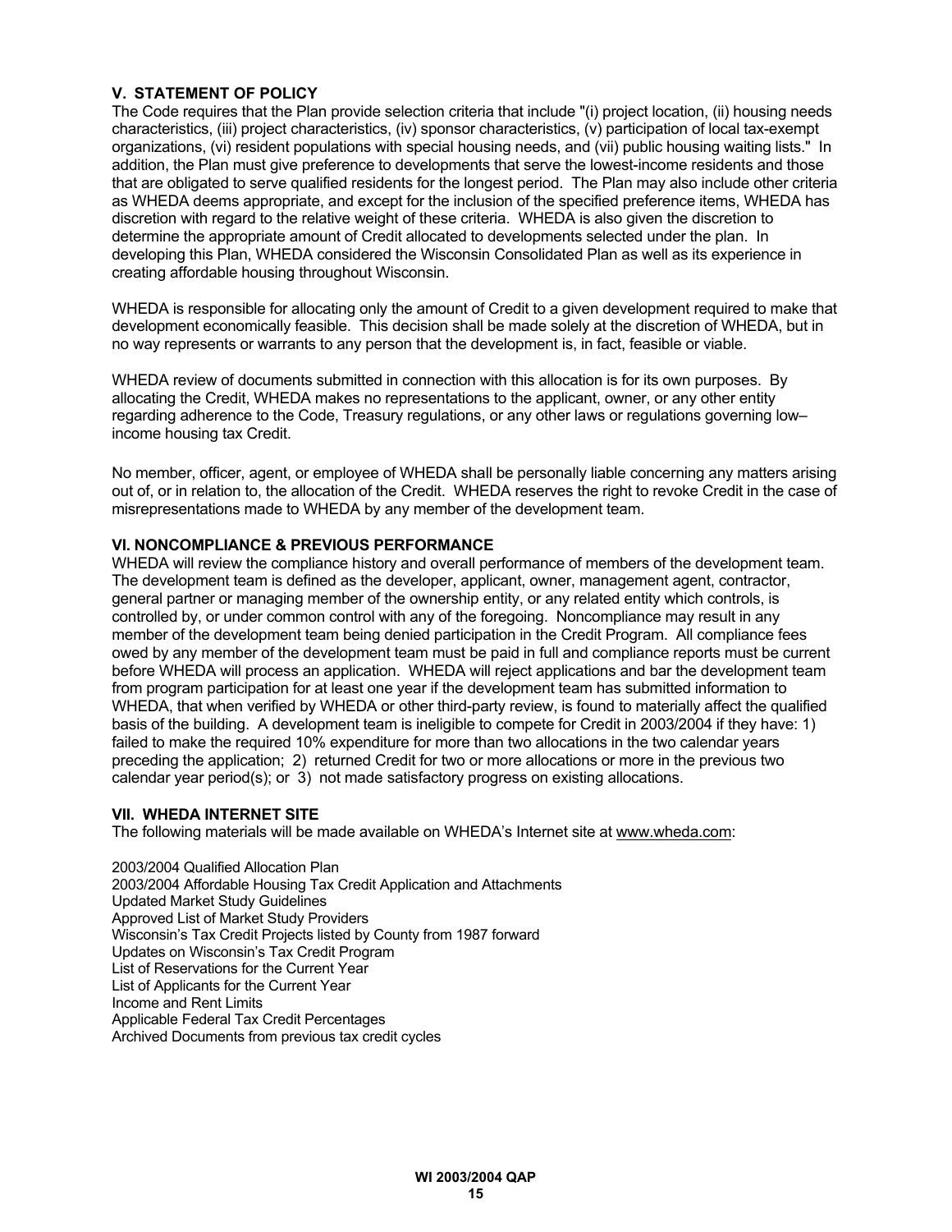## V. STATEMENT OF POLICY

The Code requires that the Plan provide selection criteria that include "(i) project location, (ii) housing needs characteristics, (iii) project characteristics, (iv) sponsor characteristics, (v) participation of local tax-exempt organizations, (vi) resident populations with special housing needs, and (vii) public housing waiting lists." In addition, the Plan must give preference to developments that serve the lowest-income residents and those that are obligated to serve qualified residents for the longest period. The Plan may also include other criteria as WHEDA deems appropriate, and except for the inclusion of the specified preference items, WHEDA has discretion with regard to the relative weight of these criteria. WHEDA is also given the discretion to determine the appropriate amount of Credit allocated to developments selected under the plan. In developing this Plan, WHEDA considered the Wisconsin Consolidated Plan as well as its experience in creating affordable housing throughout Wisconsin.

WHEDA is responsible for allocating only the amount of Credit to a given development required to make that development economically feasible. This decision shall be made solely at the discretion of WHEDA, but in no way represents or warrants to any person that the development is, in fact, feasible or viable.

WHEDA review of documents submitted in connection with this allocation is for its own purposes. By allocating the Credit, WHEDA makes no representations to the applicant, owner, or any other entity regarding adherence to the Code, Treasury regulations, or any other laws or regulations governing low–income housing tax Credit.

No member, officer, agent, or employee of WHEDA shall be personally liable concerning any matters arising out of, or in relation to, the allocation of the Credit. WHEDA reserves the right to revoke Credit in the case of misrepresentations made to WHEDA by any member of the development team.

## VI. NONCOMPLIANCE & PREVIOUS PERFORMANCE

WHEDA will review the compliance history and overall performance of members of the development team. The development team is defined as the developer, applicant, owner, management agent, contractor, general partner or managing member of the ownership entity, or any related entity which controls, is controlled by, or under common control with any of the foregoing. Noncompliance may result in any member of the development team being denied participation in the Credit Program. All compliance fees owed by any member of the development team must be paid in full and compliance reports must be current before WHEDA will process an application. WHEDA will reject applications and bar the development team from program participation for at least one year if the development team has submitted information to WHEDA, that when verified by WHEDA or other third-party review, is found to materially affect the qualified basis of the building. A development team is ineligible to compete for Credit in 2003/2004 if they have: 1) failed to make the required 10% expenditure for more than two allocations in the two calendar years preceding the application; 2) returned Credit for two or more allocations or more in the previous two calendar year period(s); or 3) not made satisfactory progress on existing allocations.

## VII. WHEDA INTERNET SITE

The following materials will be made available on WHEDA's Internet site at www.wheda.com:

2003/2004 Qualified Allocation Plan  
2003/2004 Affordable Housing Tax Credit Application and Attachments  
Updated Market Study Guidelines  
Approved List of Market Study Providers  
Wisconsin's Tax Credit Projects listed by County from 1987 forward  
Updates on Wisconsin's Tax Credit Program  
List of Reservations for the Current Year  
List of Applicants for the Current Year  
Income and Rent Limits  
Applicable Federal Tax Credit Percentages  
Archived Documents from previous tax credit cycles